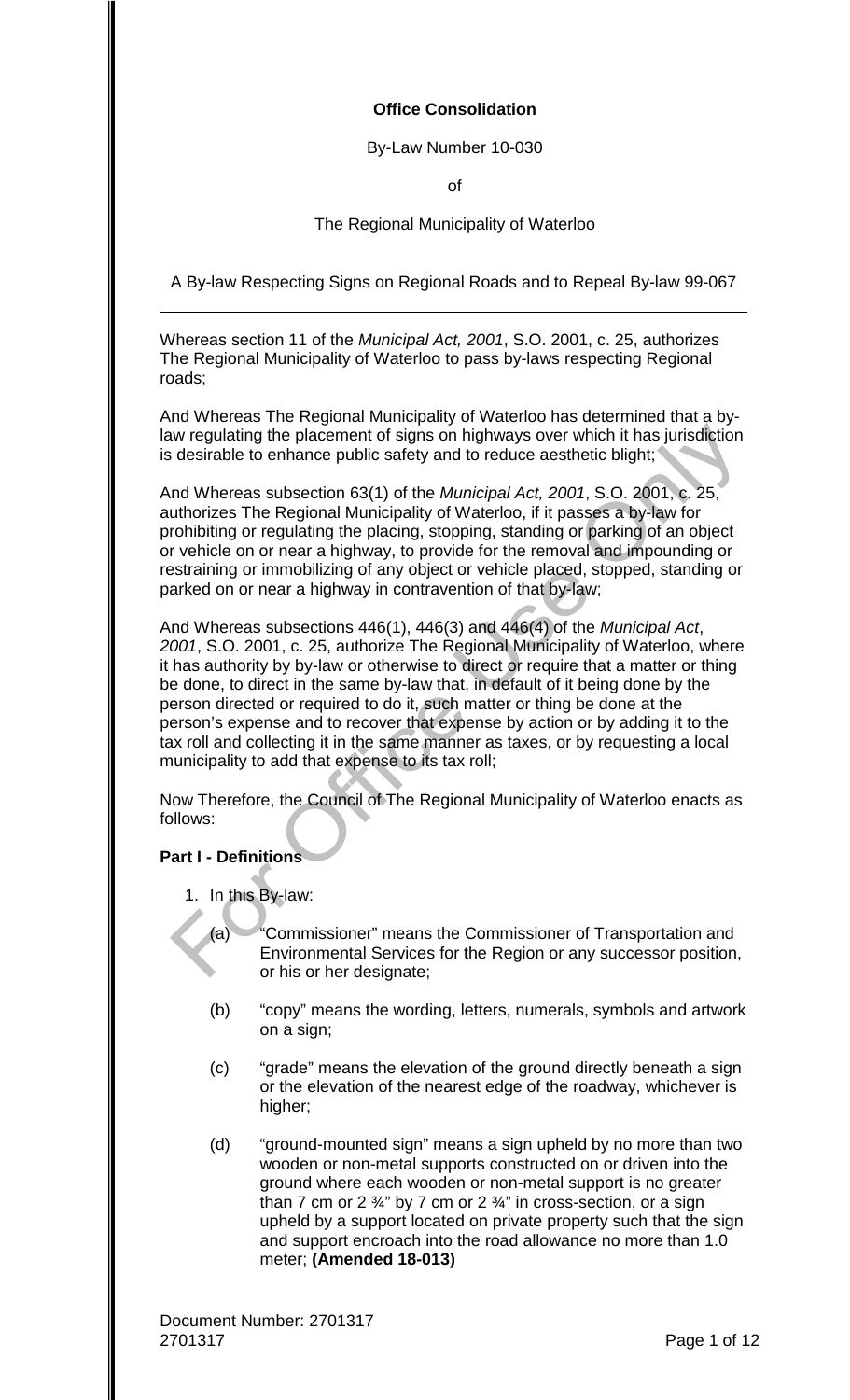**Office Consolidation**

By-Law Number 10-030

of

The Regional Municipality of Waterloo

A By-law Respecting Signs on Regional Roads and to Repeal By-law 99-067

---

Whereas section 11 of the *Municipal Act, 2001*, S.O. 2001, c. 25, authorizes The Regional Municipality of Waterloo to pass by-laws respecting Regional roads;

And Whereas The Regional Municipality of Waterloo has determined that a by-law regulating the placement of signs on highways over which it has jurisdiction is desirable to enhance public safety and to reduce aesthetic blight;

And Whereas subsection 63(1) of the *Municipal Act, 2001*, S.O. 2001, c. 25, authorizes The Regional Municipality of Waterloo, if it passes a by-law for prohibiting or regulating the placing, stopping, standing or parking of an object or vehicle on or near a highway, to provide for the removal and impounding or restraining or immobilizing of any object or vehicle placed, stopped, standing or parked on or near a highway in contravention of that by-law;

And Whereas subsections 446(1), 446(3) and 446(4) of the *Municipal Act, 2001*, S.O. 2001, c. 25, authorize The Regional Municipality of Waterloo, where it has authority by by-law or otherwise to direct or require that a matter or thing be done, to direct in the same by-law that, in default of it being done by the person directed or required to do it, such matter or thing be done at the person's expense and to recover that expense by action or by adding it to the tax roll and collecting it in the same manner as taxes, or by requesting a local municipality to add that expense to its tax roll;

Now Therefore, the Council of The Regional Municipality of Waterloo enacts as follows:

**Part I - Definitions**

1. In this By-law:

   (a) "Commissioner" means the Commissioner of Transportation and Environmental Services for the Region or any successor position, or his or her designate;

   (b) "copy" means the wording, letters, numerals, symbols and artwork on a sign;

   (c) "grade" means the elevation of the ground directly beneath a sign or the elevation of the nearest edge of the roadway, whichever is higher;

   (d) "ground-mounted sign" means a sign upheld by no more than two wooden or non-metal supports constructed on or driven into the ground where each wooden or non-metal support is no greater than 7 cm or 2 ¾" by 7 cm or 2 ¾" in cross-section, or a sign upheld by a support located on private property such that the sign and support encroach into the road allowance no more than 1.0 meter; **(Amended 18-013)**

Document Number: 2701317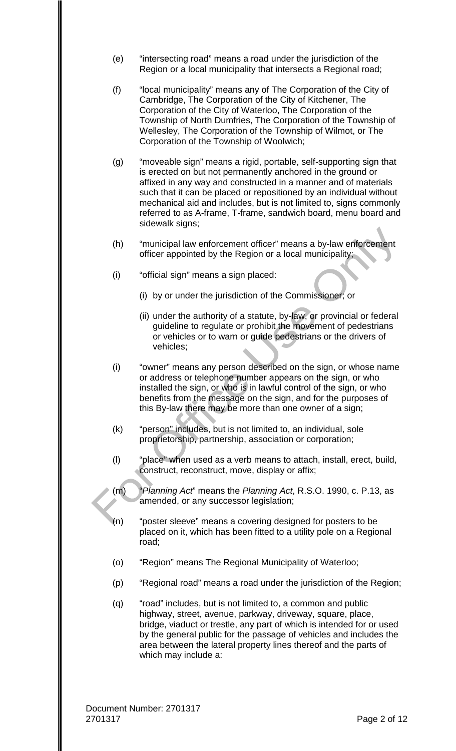(e) “intersecting road” means a road under the jurisdiction of the Region or a local municipality that intersects a Regional road;

(f) “local municipality” means any of The Corporation of the City of Cambridge, The Corporation of the City of Kitchener, The Corporation of the City of Waterloo, The Corporation of the Township of North Dumfries, The Corporation of the Township of Wellesley, The Corporation of the Township of Wilmot, or The Corporation of the Township of Woolwich;

(g) “moveable sign” means a rigid, portable, self-supporting sign that is erected on but not permanently anchored in the ground or affixed in any way and constructed in a manner and of materials such that it can be placed or repositioned by an individual without mechanical aid and includes, but is not limited to, signs commonly referred to as A-frame, T-frame, sandwich board, menu board and sidewalk signs;

(h) “municipal law enforcement officer” means a by-law enforcement officer appointed by the Region or a local municipality;

(i) “official sign” means a sign placed:

   (i) by or under the jurisdiction of the Commissioner; or

   (ii) under the authority of a statute, by-law, or provincial or federal guideline to regulate or prohibit the movement of pedestrians or vehicles or to warn or guide pedestrians or the drivers of vehicles;

(i) “owner” means any person described on the sign, or whose name or address or telephone number appears on the sign, or who installed the sign, or who is in lawful control of the sign, or who benefits from the message on the sign, and for the purposes of this By-law there may be more than one owner of a sign;

(k) “person” includes, but is not limited to, an individual, sole proprietorship, partnership, association or corporation;

(l) “place” when used as a verb means to attach, install, erect, build, construct, reconstruct, move, display or affix;

(m) “*Planning Act*” means the *Planning Act*, R.S.O. 1990, c. P.13, as amended, or any successor legislation;

(n) “poster sleeve” means a covering designed for posters to be placed on it, which has been fitted to a utility pole on a Regional road;

(o) “Region” means The Regional Municipality of Waterloo;

(p) “Regional road” means a road under the jurisdiction of the Region;

(q) “road” includes, but is not limited to, a common and public highway, street, avenue, parkway, driveway, square, place, bridge, viaduct or trestle, any part of which is intended for or used by the general public for the passage of vehicles and includes the area between the lateral property lines thereof and the parts of which may include a:

Document Number: 2701317
2701317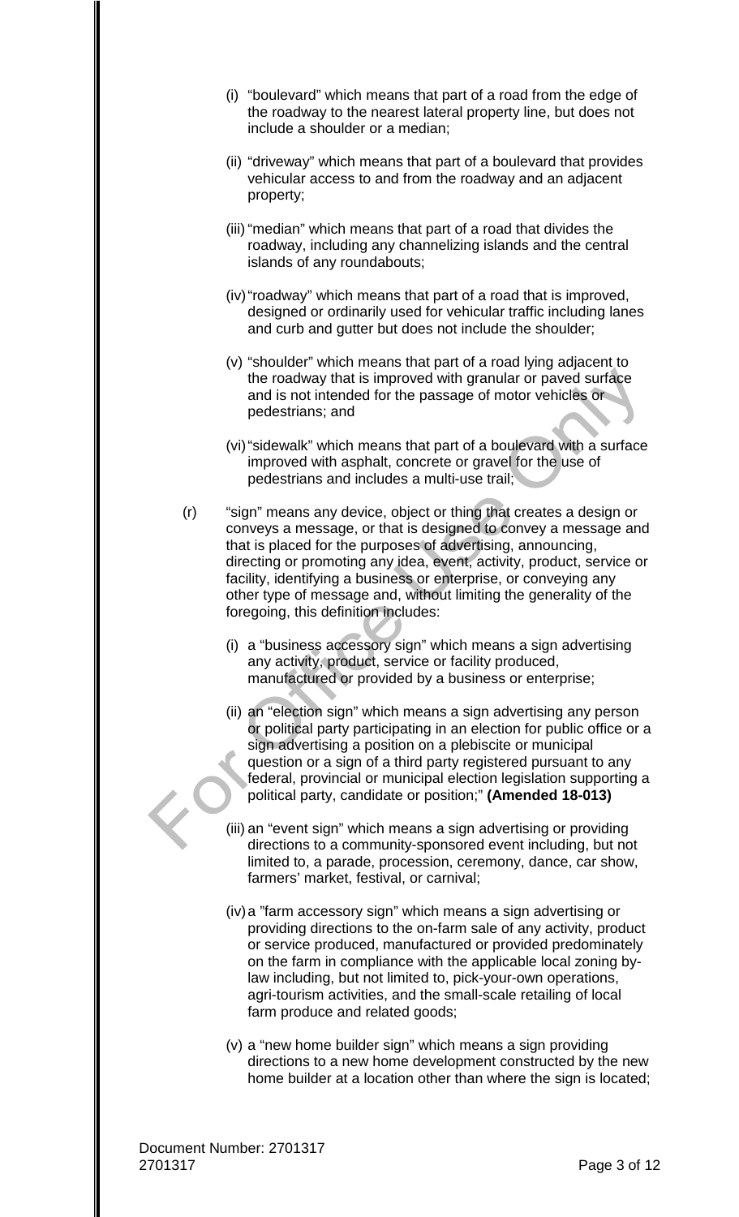(i) "boulevard" which means that part of a road from the edge of the roadway to the nearest lateral property line, but does not include a shoulder or a median;

(ii) "driveway" which means that part of a boulevard that provides vehicular access to and from the roadway and an adjacent property;

(iii) "median" which means that part of a road that divides the roadway, including any channelizing islands and the central islands of any roundabouts;

(iv) "roadway" which means that part of a road that is improved, designed or ordinarily used for vehicular traffic including lanes and curb and gutter but does not include the shoulder;

(v) "shoulder" which means that part of a road lying adjacent to the roadway that is improved with granular or paved surface and is not intended for the passage of motor vehicles or pedestrians; and

(vi) "sidewalk" which means that part of a boulevard with a surface improved with asphalt, concrete or gravel for the use of pedestrians and includes a multi-use trail;

(r) "sign" means any device, object or thing that creates a design or conveys a message, or that is designed to convey a message and that is placed for the purposes of advertising, announcing, directing or promoting any idea, event, activity, product, service or facility, identifying a business or enterprise, or conveying any other type of message and, without limiting the generality of the foregoing, this definition includes:

(i) a "business accessory sign" which means a sign advertising any activity, product, service or facility produced, manufactured or provided by a business or enterprise;

(ii) an "election sign" which means a sign advertising any person or political party participating in an election for public office or a sign advertising a position on a plebiscite or municipal question or a sign of a third party registered pursuant to any federal, provincial or municipal election legislation supporting a political party, candidate or position;" **(Amended 18-013)**

(iii) an "event sign" which means a sign advertising or providing directions to a community-sponsored event including, but not limited to, a parade, procession, ceremony, dance, car show, farmers' market, festival, or carnival;

(iv) a "farm accessory sign" which means a sign advertising or providing directions to the on-farm sale of any activity, product or service produced, manufactured or provided predominately on the farm in compliance with the applicable local zoning by-law including, but not limited to, pick-your-own operations, agri-tourism activities, and the small-scale retailing of local farm produce and related goods;

(v) a "new home builder sign" which means a sign providing directions to a new home development constructed by the new home builder at a location other than where the sign is located;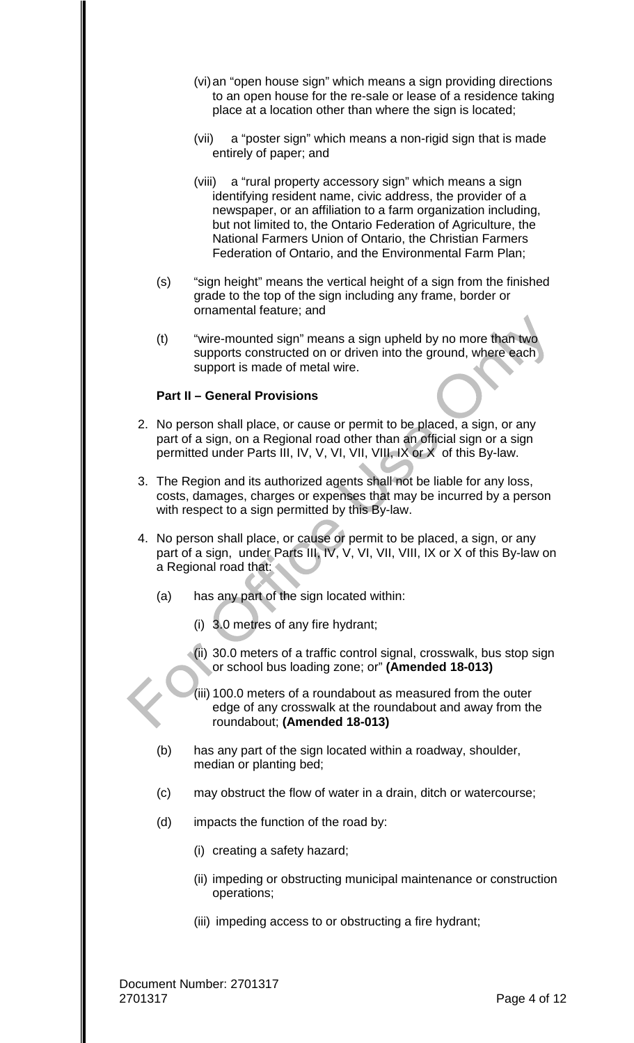(vi) an "open house sign" which means a sign providing directions to an open house for the re-sale or lease of a residence taking place at a location other than where the sign is located;

(vii) a "poster sign" which means a non-rigid sign that is made entirely of paper; and

(viii) a "rural property accessory sign" which means a sign identifying resident name, civic address, the provider of a newspaper, or an affiliation to a farm organization including, but not limited to, the Ontario Federation of Agriculture, the National Farmers Union of Ontario, the Christian Farmers Federation of Ontario, and the Environmental Farm Plan;

(s) "sign height" means the vertical height of a sign from the finished grade to the top of the sign including any frame, border or ornamental feature; and

(t) "wire-mounted sign" means a sign upheld by no more than two supports constructed on or driven into the ground, where each support is made of metal wire.

**Part II – General Provisions**

2. No person shall place, or cause or permit to be placed, a sign, or any part of a sign, on a Regional road other than an official sign or a sign permitted under Parts III, IV, V, VI, VII, VIII, IX or X of this By-law.

3. The Region and its authorized agents shall not be liable for any loss, costs, damages, charges or expenses that may be incurred by a person with respect to a sign permitted by this By-law.

4. No person shall place, or cause or permit to be placed, a sign, or any part of a sign, under Parts III, IV, V, VI, VII, VIII, IX or X of this By-law on a Regional road that:

   (a) has any part of the sign located within:

      (i) 3.0 metres of any fire hydrant;

      (ii) 30.0 meters of a traffic control signal, crosswalk, bus stop sign or school bus loading zone; or" **(Amended 18-013)**

      (iii) 100.0 meters of a roundabout as measured from the outer edge of any crosswalk at the roundabout and away from the roundabout; **(Amended 18-013)**

   (b) has any part of the sign located within a roadway, shoulder, median or planting bed;

   (c) may obstruct the flow of water in a drain, ditch or watercourse;

   (d) impacts the function of the road by:

      (i) creating a safety hazard;

      (ii) impeding or obstructing municipal maintenance or construction operations;

      (iii) impeding access to or obstructing a fire hydrant;

Document Number: 2701317
2701317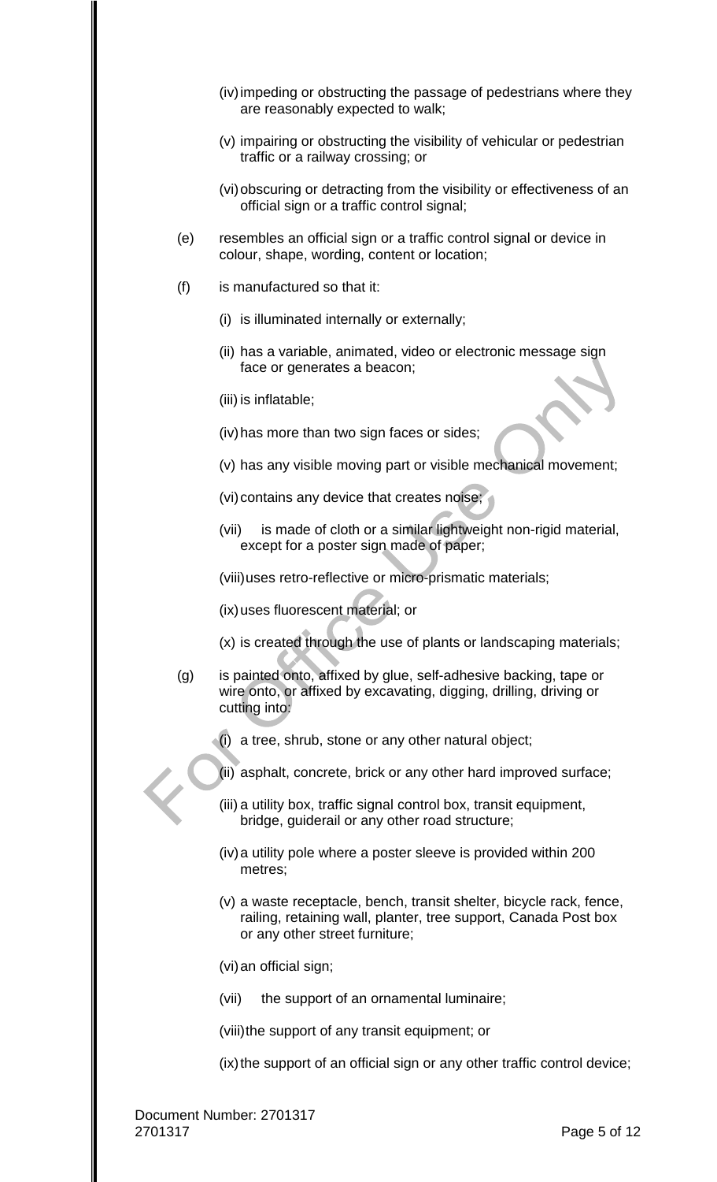(iv) impeding or obstructing the passage of pedestrians where they are reasonably expected to walk;

(v) impairing or obstructing the visibility of vehicular or pedestrian traffic or a railway crossing; or

(vi) obscuring or detracting from the visibility or effectiveness of an official sign or a traffic control signal;

(e) resembles an official sign or a traffic control signal or device in colour, shape, wording, content or location;

(f) is manufactured so that it:

(i) is illuminated internally or externally;

(ii) has a variable, animated, video or electronic message sign face or generates a beacon;

(iii) is inflatable;

(iv) has more than two sign faces or sides;

(v) has any visible moving part or visible mechanical movement;

(vi) contains any device that creates noise;

(vii) is made of cloth or a similar lightweight non-rigid material, except for a poster sign made of paper;

(viii) uses retro-reflective or micro-prismatic materials;

(ix) uses fluorescent material; or

(x) is created through the use of plants or landscaping materials;

(g) is painted onto, affixed by glue, self-adhesive backing, tape or wire onto, or affixed by excavating, digging, drilling, driving or cutting into:

(i) a tree, shrub, stone or any other natural object;

(ii) asphalt, concrete, brick or any other hard improved surface;

(iii) a utility box, traffic signal control box, transit equipment, bridge, guiderail or any other road structure;

(iv) a utility pole where a poster sleeve is provided within 200 metres;

(v) a waste receptacle, bench, transit shelter, bicycle rack, fence, railing, retaining wall, planter, tree support, Canada Post box or any other street furniture;

(vi) an official sign;

(vii) the support of an ornamental luminaire;

(viii) the support of any transit equipment; or

(ix) the support of an official sign or any other traffic control device;

Document Number: 2701317
2701317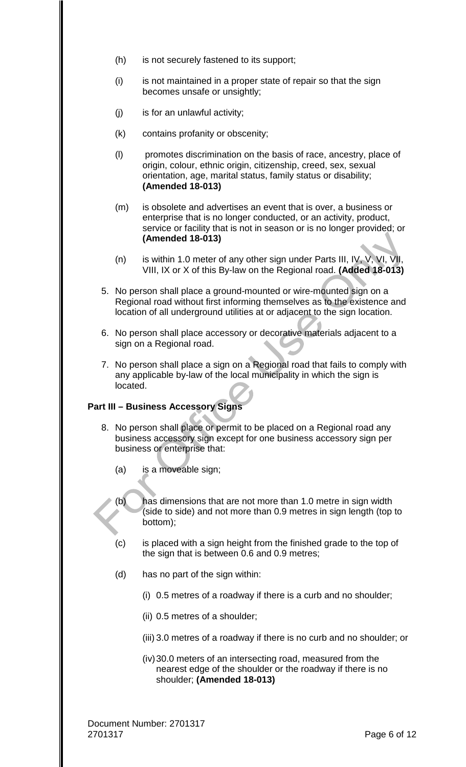(h) is not securely fastened to its support;

(i) is not maintained in a proper state of repair so that the sign becomes unsafe or unsightly;

(j) is for an unlawful activity;

(k) contains profanity or obscenity;

(l) promotes discrimination on the basis of race, ancestry, place of origin, colour, ethnic origin, citizenship, creed, sex, sexual orientation, age, marital status, family status or disability; **(Amended 18-013)**

(m) is obsolete and advertises an event that is over, a business or enterprise that is no longer conducted, or an activity, product, service or facility that is not in season or is no longer provided; or **(Amended 18-013)**

(n) is within 1.0 meter of any other sign under Parts III, IV, V, VI, VII, VIII, IX or X of this By-law on the Regional road. **(Added 18-013)**

5. No person shall place a ground-mounted or wire-mounted sign on a Regional road without first informing themselves as to the existence and location of all underground utilities at or adjacent to the sign location.

6. No person shall place accessory or decorative materials adjacent to a sign on a Regional road.

7. No person shall place a sign on a Regional road that fails to comply with any applicable by-law of the local municipality in which the sign is located.

**Part III – Business Accessory Signs**

8. No person shall place or permit to be placed on a Regional road any business accessory sign except for one business accessory sign per business or enterprise that:

(a) is a moveable sign;

(b) has dimensions that are not more than 1.0 metre in sign width (side to side) and not more than 0.9 metres in sign length (top to bottom);

(c) is placed with a sign height from the finished grade to the top of the sign that is between 0.6 and 0.9 metres;

(d) has no part of the sign within:

(i) 0.5 metres of a roadway if there is a curb and no shoulder;

(ii) 0.5 metres of a shoulder;

(iii) 3.0 metres of a roadway if there is no curb and no shoulder; or

(iv) 30.0 meters of an intersecting road, measured from the nearest edge of the shoulder or the roadway if there is no shoulder; **(Amended 18-013)**

Document Number: 2701317
2701317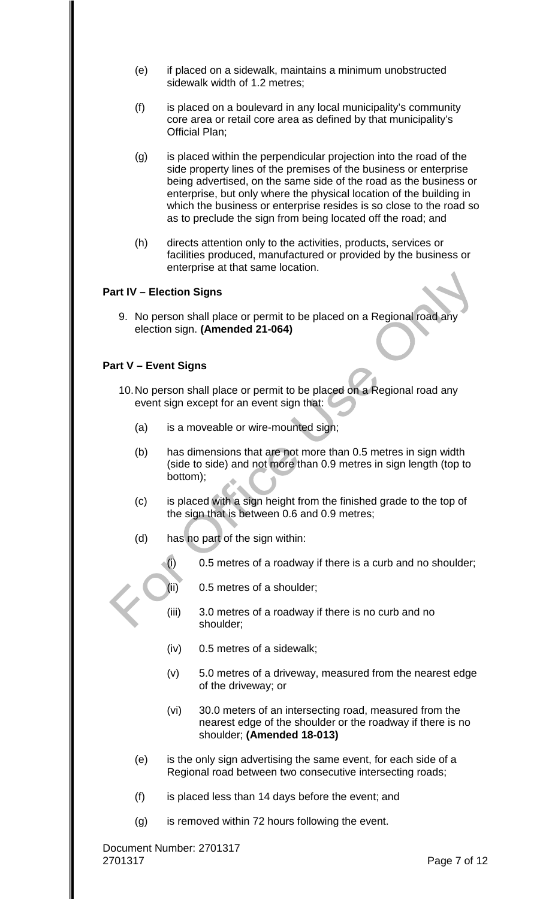(e) if placed on a sidewalk, maintains a minimum unobstructed sidewalk width of 1.2 metres;

(f) is placed on a boulevard in any local municipality's community core area or retail core area as defined by that municipality's Official Plan;

(g) is placed within the perpendicular projection into the road of the side property lines of the premises of the business or enterprise being advertised, on the same side of the road as the business or enterprise, but only where the physical location of the building in which the business or enterprise resides is so close to the road so as to preclude the sign from being located off the road; and

(h) directs attention only to the activities, products, services or facilities produced, manufactured or provided by the business or enterprise at that same location.

**Part IV – Election Signs**

9. No person shall place or permit to be placed on a Regional road any election sign. **(Amended 21-064)**

**Part V – Event Signs**

10. No person shall place or permit to be placed on a Regional road any event sign except for an event sign that:

(a) is a moveable or wire-mounted sign;

(b) has dimensions that are not more than 0.5 metres in sign width (side to side) and not more than 0.9 metres in sign length (top to bottom);

(c) is placed with a sign height from the finished grade to the top of the sign that is between 0.6 and 0.9 metres;

(d) has no part of the sign within:

(i) 0.5 metres of a roadway if there is a curb and no shoulder;

(ii) 0.5 metres of a shoulder;

(iii) 3.0 metres of a roadway if there is no curb and no shoulder;

(iv) 0.5 metres of a sidewalk;

(v) 5.0 metres of a driveway, measured from the nearest edge of the driveway; or

(vi) 30.0 meters of an intersecting road, measured from the nearest edge of the shoulder or the roadway if there is no shoulder; **(Amended 18-013)**

(e) is the only sign advertising the same event, for each side of a Regional road between two consecutive intersecting roads;

(f) is placed less than 14 days before the event; and

(g) is removed within 72 hours following the event.

Document Number: 2701317
2701317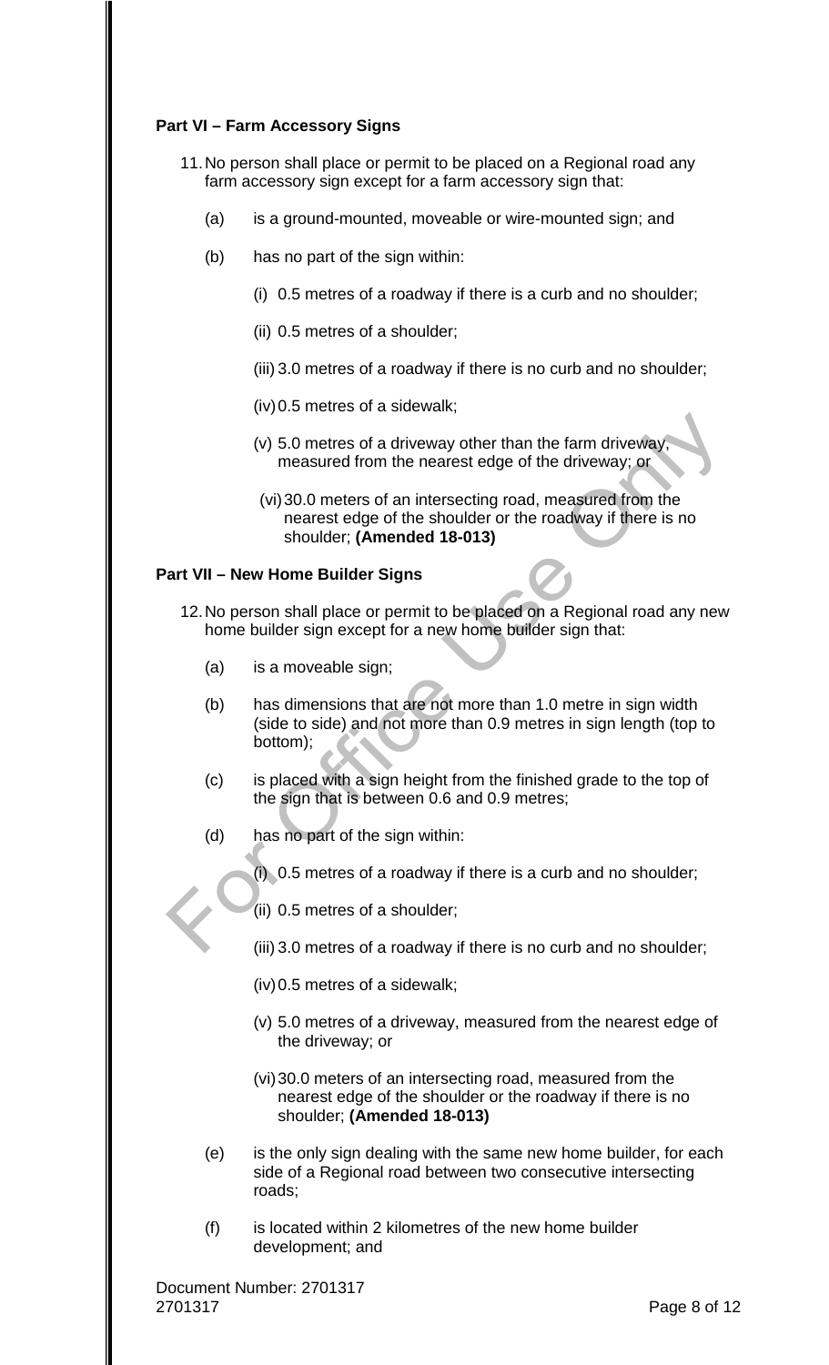**Part VI – Farm Accessory Signs**

11. No person shall place or permit to be placed on a Regional road any farm accessory sign except for a farm accessory sign that:

    (a) is a ground-mounted, moveable or wire-mounted sign; and

    (b) has no part of the sign within:

        (i) 0.5 metres of a roadway if there is a curb and no shoulder;

        (ii) 0.5 metres of a shoulder;

        (iii) 3.0 metres of a roadway if there is no curb and no shoulder;

        (iv) 0.5 metres of a sidewalk;

        (v) 5.0 metres of a driveway other than the farm driveway, measured from the nearest edge of the driveway; or

        (vi) 30.0 meters of an intersecting road, measured from the nearest edge of the shoulder or the roadway if there is no shoulder; **(Amended 18-013)**

**Part VII – New Home Builder Signs**

12. No person shall place or permit to be placed on a Regional road any new home builder sign except for a new home builder sign that:

    (a) is a moveable sign;

    (b) has dimensions that are not more than 1.0 metre in sign width (side to side) and not more than 0.9 metres in sign length (top to bottom);

    (c) is placed with a sign height from the finished grade to the top of the sign that is between 0.6 and 0.9 metres;

    (d) has no part of the sign within:

        (i) 0.5 metres of a roadway if there is a curb and no shoulder;

        (ii) 0.5 metres of a shoulder;

        (iii) 3.0 metres of a roadway if there is no curb and no shoulder;

        (iv) 0.5 metres of a sidewalk;

        (v) 5.0 metres of a driveway, measured from the nearest edge of the driveway; or

        (vi) 30.0 meters of an intersecting road, measured from the nearest edge of the shoulder or the roadway if there is no shoulder; **(Amended 18-013)**

    (e) is the only sign dealing with the same new home builder, for each side of a Regional road between two consecutive intersecting roads;

    (f) is located within 2 kilometres of the new home builder development; and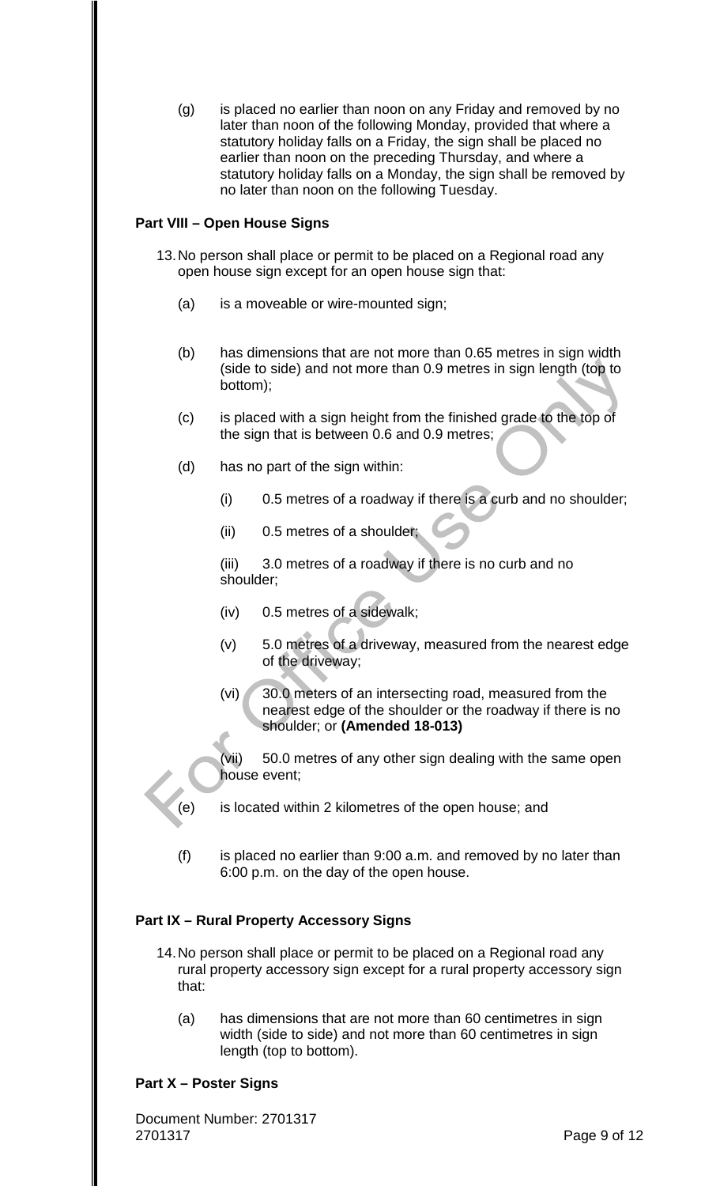(g) is placed no earlier than noon on any Friday and removed by no later than noon of the following Monday, provided that where a statutory holiday falls on a Friday, the sign shall be placed no earlier than noon on the preceding Thursday, and where a statutory holiday falls on a Monday, the sign shall be removed by no later than noon on the following Tuesday.

**Part VIII – Open House Signs**

13. No person shall place or permit to be placed on a Regional road any open house sign except for an open house sign that:

   (a) is a moveable or wire-mounted sign;

   (b) has dimensions that are not more than 0.65 metres in sign width (side to side) and not more than 0.9 metres in sign length (top to bottom);

   (c) is placed with a sign height from the finished grade to the top of the sign that is between 0.6 and 0.9 metres;

   (d) has no part of the sign within:

      (i) 0.5 metres of a roadway if there is a curb and no shoulder;

      (ii) 0.5 metres of a shoulder;

      (iii) 3.0 metres of a roadway if there is no curb and no shoulder;

      (iv) 0.5 metres of a sidewalk;

      (v) 5.0 metres of a driveway, measured from the nearest edge of the driveway;

      (vi) 30.0 meters of an intersecting road, measured from the nearest edge of the shoulder or the roadway if there is no shoulder; or **(Amended 18-013)**

      (vii) 50.0 metres of any other sign dealing with the same open house event;

   (e) is located within 2 kilometres of the open house; and

   (f) is placed no earlier than 9:00 a.m. and removed by no later than 6:00 p.m. on the day of the open house.

**Part IX – Rural Property Accessory Signs**

14. No person shall place or permit to be placed on a Regional road any rural property accessory sign except for a rural property accessory sign that:

   (a) has dimensions that are not more than 60 centimetres in sign width (side to side) and not more than 60 centimetres in sign length (top to bottom).

**Part X – Poster Signs**

Document Number: 2701317
2701317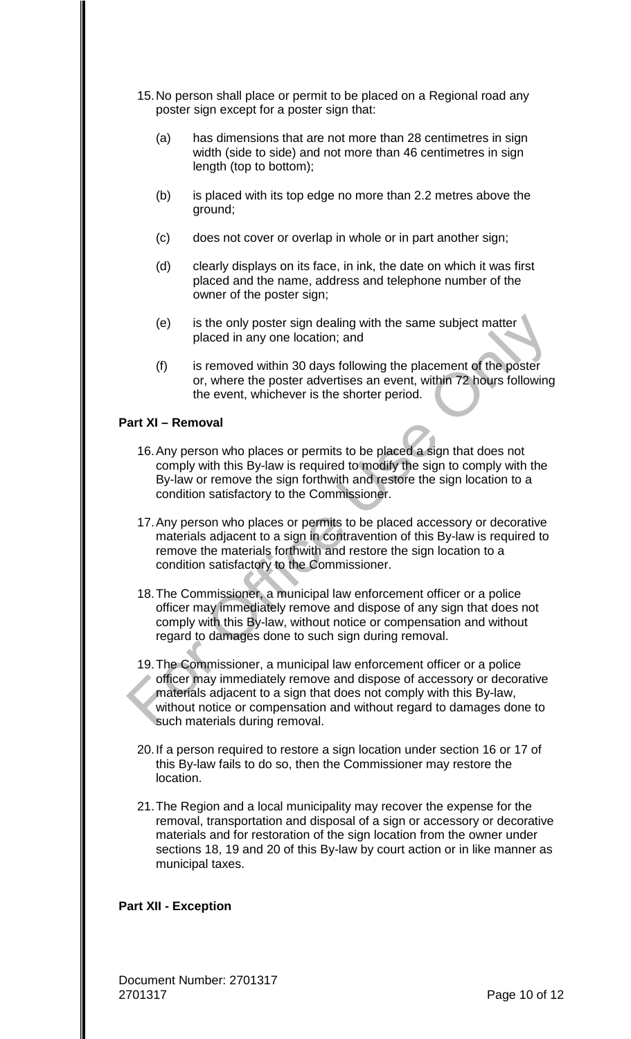15. No person shall place or permit to be placed on a Regional road any poster sign except for a poster sign that:

    (a) has dimensions that are not more than 28 centimetres in sign width (side to side) and not more than 46 centimetres in sign length (top to bottom);

    (b) is placed with its top edge no more than 2.2 metres above the ground;

    (c) does not cover or overlap in whole or in part another sign;

    (d) clearly displays on its face, in ink, the date on which it was first placed and the name, address and telephone number of the owner of the poster sign;

    (e) is the only poster sign dealing with the same subject matter placed in any one location; and

    (f) is removed within 30 days following the placement of the poster or, where the poster advertises an event, within 72 hours following the event, whichever is the shorter period.

**Part XI – Removal**

16. Any person who places or permits to be placed a sign that does not comply with this By-law is required to modify the sign to comply with the By-law or remove the sign forthwith and restore the sign location to a condition satisfactory to the Commissioner.

17. Any person who places or permits to be placed accessory or decorative materials adjacent to a sign in contravention of this By-law is required to remove the materials forthwith and restore the sign location to a condition satisfactory to the Commissioner.

18. The Commissioner, a municipal law enforcement officer or a police officer may immediately remove and dispose of any sign that does not comply with this By-law, without notice or compensation and without regard to damages done to such sign during removal.

19. The Commissioner, a municipal law enforcement officer or a police officer may immediately remove and dispose of accessory or decorative materials adjacent to a sign that does not comply with this By-law, without notice or compensation and without regard to damages done to such materials during removal.

20. If a person required to restore a sign location under section 16 or 17 of this By-law fails to do so, then the Commissioner may restore the location.

21. The Region and a local municipality may recover the expense for the removal, transportation and disposal of a sign or accessory or decorative materials and for restoration of the sign location from the owner under sections 18, 19 and 20 of this By-law by court action or in like manner as municipal taxes.

**Part XII - Exception**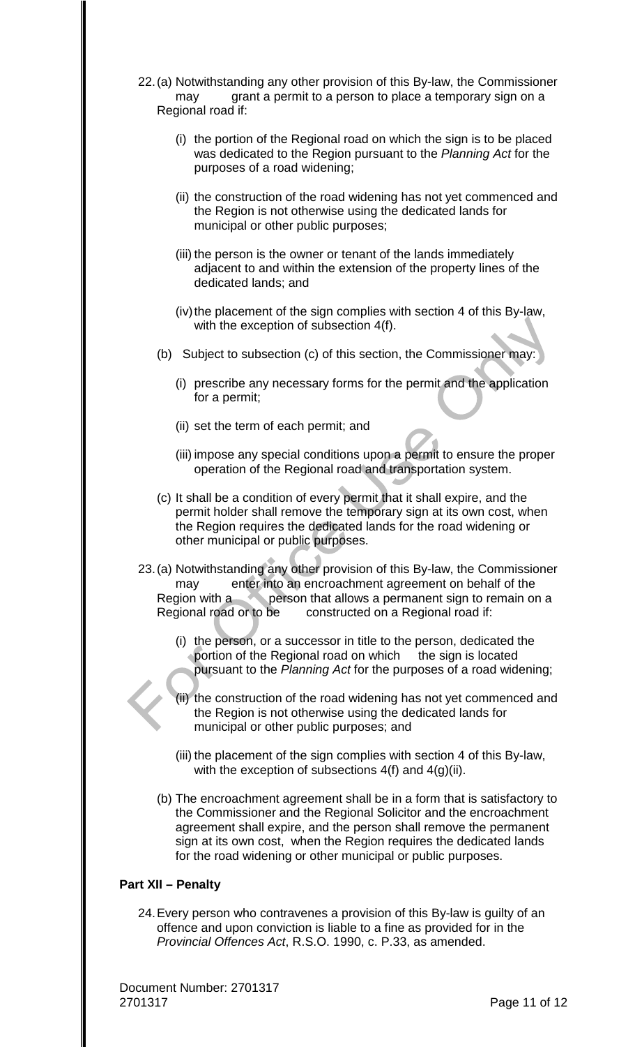22. (a) Notwithstanding any other provision of this By-law, the Commissioner may grant a permit to a person to place a temporary sign on a Regional road if:

    (i) the portion of the Regional road on which the sign is to be placed was dedicated to the Region pursuant to the *Planning Act* for the purposes of a road widening;

    (ii) the construction of the road widening has not yet commenced and the Region is not otherwise using the dedicated lands for municipal or other public purposes;

    (iii) the person is the owner or tenant of the lands immediately adjacent to and within the extension of the property lines of the dedicated lands; and

    (iv) the placement of the sign complies with section 4 of this By-law, with the exception of subsection 4(f).

    (b) Subject to subsection (c) of this section, the Commissioner may:

    (i) prescribe any necessary forms for the permit and the application for a permit;

    (ii) set the term of each permit; and

    (iii) impose any special conditions upon a permit to ensure the proper operation of the Regional road and transportation system.

    (c) It shall be a condition of every permit that it shall expire, and the permit holder shall remove the temporary sign at its own cost, when the Region requires the dedicated lands for the road widening or other municipal or public purposes.

23. (a) Notwithstanding any other provision of this By-law, the Commissioner may enter into an encroachment agreement on behalf of the Region with a person that allows a permanent sign to remain on a Regional road or to be constructed on a Regional road if:

    (i) the person, or a successor in title to the person, dedicated the portion of the Regional road on which the sign is located pursuant to the *Planning Act* for the purposes of a road widening;

    (ii) the construction of the road widening has not yet commenced and the Region is not otherwise using the dedicated lands for municipal or other public purposes; and

    (iii) the placement of the sign complies with section 4 of this By-law, with the exception of subsections 4(f) and 4(g)(ii).

    (b) The encroachment agreement shall be in a form that is satisfactory to the Commissioner and the Regional Solicitor and the encroachment agreement shall expire, and the person shall remove the permanent sign at its own cost, when the Region requires the dedicated lands for the road widening or other municipal or public purposes.

**Part XII – Penalty**

24. Every person who contravenes a provision of this By-law is guilty of an offence and upon conviction is liable to a fine as provided for in the *Provincial Offences Act*, R.S.O. 1990, c. P.33, as amended.

Document Number: 2701317
2701317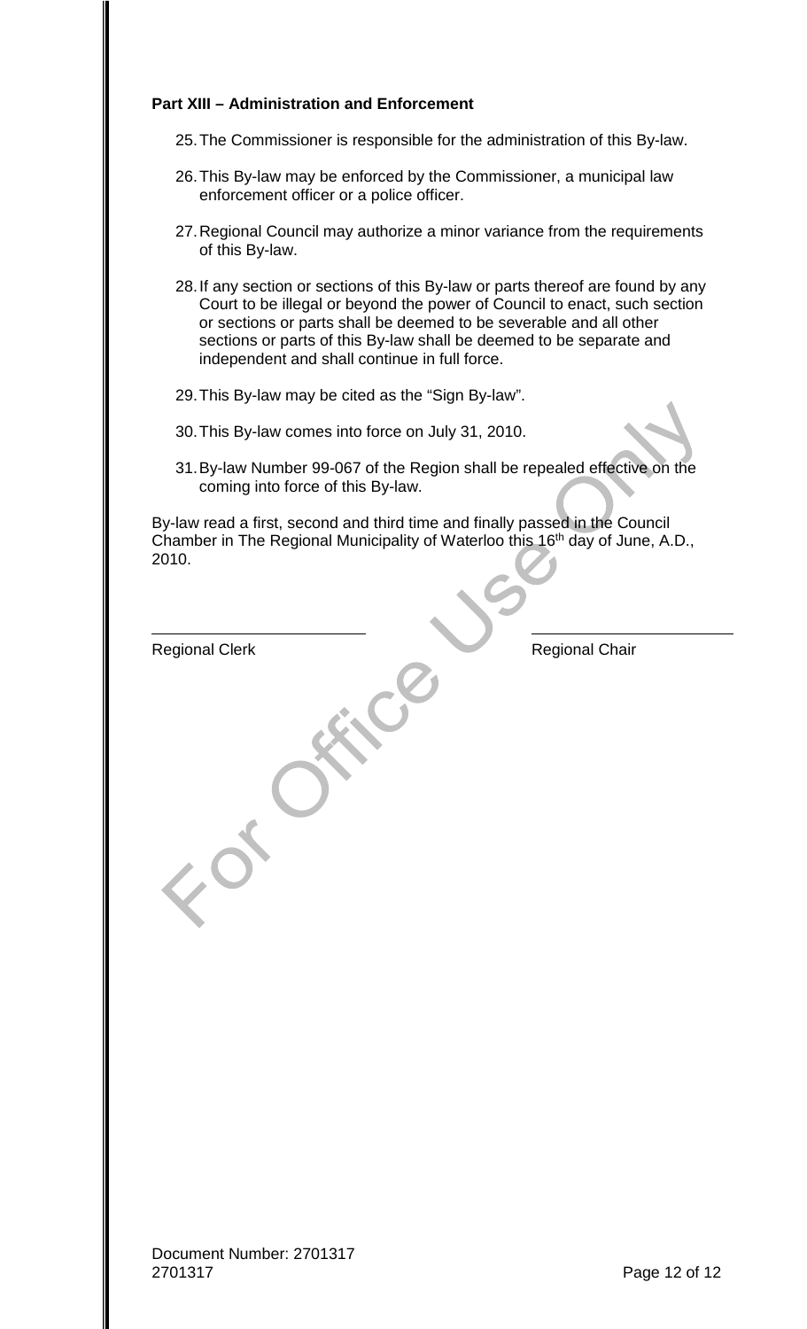**Part XIII – Administration and Enforcement**

25. The Commissioner is responsible for the administration of this By-law.

26. This By-law may be enforced by the Commissioner, a municipal law enforcement officer or a police officer.

27. Regional Council may authorize a minor variance from the requirements of this By-law.

28. If any section or sections of this By-law or parts thereof are found by any Court to be illegal or beyond the power of Council to enact, such section or sections or parts shall be deemed to be severable and all other sections or parts of this By-law shall be deemed to be separate and independent and shall continue in full force.

29. This By-law may be cited as the "Sign By-law".

30. This By-law comes into force on July 31, 2010.

31. By-law Number 99-067 of the Region shall be repealed effective on the coming into force of this By-law.

By-law read a first, second and third time and finally passed in the Council Chamber in The Regional Municipality of Waterloo this 16th day of June, A.D., 2010.

Regional Clerk

Regional Chair

For Office Use Only

Document Number: 2701317
2701317